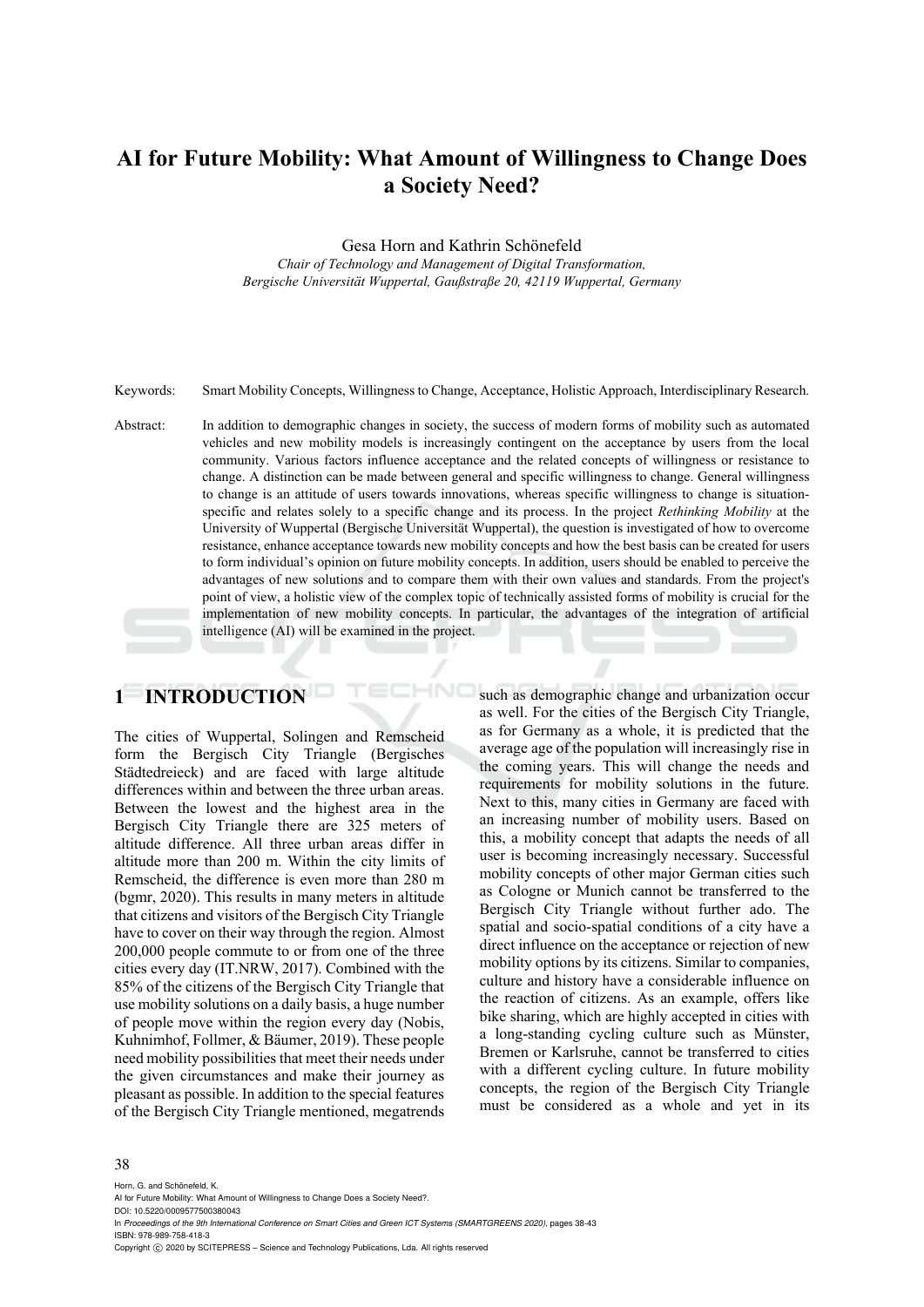# AI for Future Mobility: What Amount of Willingness to Change Does a Society Need?

Gesa Horn and Kathrin Schönefeld

*Chair of Technology and Management of Digital Transformation, Bergische Universität Wuppertal, Gaußstraße 20, 42119 Wuppertal, Germany*

Keywords: Smart Mobility Concepts, Willingness to Change, Acceptance, Holistic Approach, Interdisciplinary Research.

Abstract: In addition to demographic changes in society, the success of modern forms of mobility such as automated vehicles and new mobility models is increasingly contingent on the acceptance by users from the local community. Various factors influence acceptance and the related concepts of willingness or resistance to change. A distinction can be made between general and specific willingness to change. General willingness to change is an attitude of users towards innovations, whereas specific willingness to change is situation-specific and relates solely to a specific change and its process. In the project *Rethinking Mobility* at the University of Wuppertal (Bergische Universität Wuppertal), the question is investigated of how to overcome resistance, enhance acceptance towards new mobility concepts and how the best basis can be created for users to form individual's opinion on future mobility concepts. In addition, users should be enabled to perceive the advantages of new solutions and to compare them with their own values and standards. From the project's point of view, a holistic view of the complex topic of technically assisted forms of mobility is crucial for the implementation of new mobility concepts. In particular, the advantages of the integration of artificial intelligence (AI) will be examined in the project.

## 1 INTRODUCTION

The cities of Wuppertal, Solingen and Remscheid form the Bergisch City Triangle (Bergisches Städtedreieck) and are faced with large altitude differences within and between the three urban areas. Between the lowest and the highest area in the Bergisch City Triangle there are 325 meters of altitude difference. All three urban areas differ in altitude more than 200 m. Within the city limits of Remscheid, the difference is even more than 280 m (bgmr, 2020). This results in many meters in altitude that citizens and visitors of the Bergisch City Triangle have to cover on their way through the region. Almost 200,000 people commute to or from one of the three cities every day (IT.NRW, 2017). Combined with the 85% of the citizens of the Bergisch City Triangle that use mobility solutions on a daily basis, a huge number of people move within the region every day (Nobis, Kuhnimhof, Follmer, & Bäumer, 2019). These people need mobility possibilities that meet their needs under the given circumstances and make their journey as pleasant as possible. In addition to the special features of the Bergisch City Triangle mentioned, megatrends such as demographic change and urbanization occur as well. For the cities of the Bergisch City Triangle, as for Germany as a whole, it is predicted that the average age of the population will increasingly rise in the coming years. This will change the needs and requirements for mobility solutions in the future. Next to this, many cities in Germany are faced with an increasing number of mobility users. Based on this, a mobility concept that adapts the needs of all user is becoming increasingly necessary. Successful mobility concepts of other major German cities such as Cologne or Munich cannot be transferred to the Bergisch City Triangle without further ado. The spatial and socio-spatial conditions of a city have a direct influence on the acceptance or rejection of new mobility options by its citizens. Similar to companies, culture and history have a considerable influence on the reaction of citizens. As an example, offers like bike sharing, which are highly accepted in cities with a long-standing cycling culture such as Münster, Bremen or Karlsruhe, cannot be transferred to cities with a different cycling culture. In future mobility concepts, the region of the Bergisch City Triangle must be considered as a whole and yet in its

Horn, G. and Schönefeld, K.
AI for Future Mobility: What Amount of Willingness to Change Does a Society Need?.
DOI: 10.5220/0009577500380043
In *Proceedings of the 9th International Conference on Smart Cities and Green ICT Systems (SMARTGREENS 2020)*, pages 38-43
ISBN: 978-989-758-418-3
Copyright © 2020 by SCITEPRESS – Science and Technology Publications, Lda. All rights reserved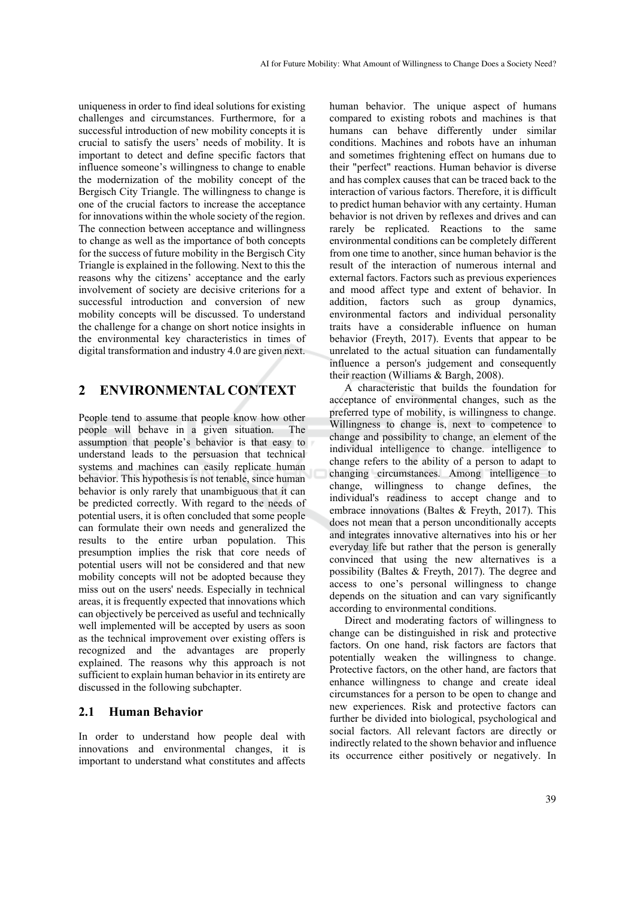uniqueness in order to find ideal solutions for existing challenges and circumstances. Furthermore, for a successful introduction of new mobility concepts it is crucial to satisfy the users' needs of mobility. It is important to detect and define specific factors that influence someone's willingness to change to enable the modernization of the mobility concept of the Bergisch City Triangle. The willingness to change is one of the crucial factors to increase the acceptance for innovations within the whole society of the region. The connection between acceptance and willingness to change as well as the importance of both concepts for the success of future mobility in the Bergisch City Triangle is explained in the following. Next to this the reasons why the citizens' acceptance and the early involvement of society are decisive criterions for a successful introduction and conversion of new mobility concepts will be discussed. To understand the challenge for a change on short notice insights in the environmental key characteristics in times of digital transformation and industry 4.0 are given next.

## 2 ENVIRONMENTAL CONTEXT

People tend to assume that people know how other people will behave in a given situation. The assumption that people's behavior is that easy to understand leads to the persuasion that technical systems and machines can easily replicate human behavior. This hypothesis is not tenable, since human behavior is only rarely that unambiguous that it can be predicted correctly. With regard to the needs of potential users, it is often concluded that some people can formulate their own needs and generalized the results to the entire urban population. This presumption implies the risk that core needs of potential users will not be considered and that new mobility concepts will not be adopted because they miss out on the users' needs. Especially in technical areas, it is frequently expected that innovations which can objectively be perceived as useful and technically well implemented will be accepted by users as soon as the technical improvement over existing offers is recognized and the advantages are properly explained. The reasons why this approach is not sufficient to explain human behavior in its entirety are discussed in the following subchapter.

### 2.1 Human Behavior

In order to understand how people deal with innovations and environmental changes, it is important to understand what constitutes and affects human behavior. The unique aspect of humans compared to existing robots and machines is that humans can behave differently under similar conditions. Machines and robots have an inhuman and sometimes frightening effect on humans due to their "perfect" reactions. Human behavior is diverse and has complex causes that can be traced back to the interaction of various factors. Therefore, it is difficult to predict human behavior with any certainty. Human behavior is not driven by reflexes and drives and can rarely be replicated. Reactions to the same environmental conditions can be completely different from one time to another, since human behavior is the result of the interaction of numerous internal and external factors. Factors such as previous experiences and mood affect type and extent of behavior. In addition, factors such as group dynamics, environmental factors and individual personality traits have a considerable influence on human behavior (Freyth, 2017). Events that appear to be unrelated to the actual situation can fundamentally influence a person's judgement and consequently their reaction (Williams & Bargh, 2008).

A characteristic that builds the foundation for acceptance of environmental changes, such as the preferred type of mobility, is willingness to change. Willingness to change is, next to competence to change and possibility to change, an element of the individual intelligence to change. intelligence to change refers to the ability of a person to adapt to changing circumstances. Among intelligence to change, willingness to change defines, the individual's readiness to accept change and to embrace innovations (Baltes & Freyth, 2017). This does not mean that a person unconditionally accepts and integrates innovative alternatives into his or her everyday life but rather that the person is generally convinced that using the new alternatives is a possibility (Baltes & Freyth, 2017). The degree and access to one's personal willingness to change depends on the situation and can vary significantly according to environmental conditions.

Direct and moderating factors of willingness to change can be distinguished in risk and protective factors. On one hand, risk factors are factors that potentially weaken the willingness to change. Protective factors, on the other hand, are factors that enhance willingness to change and create ideal circumstances for a person to be open to change and new experiences. Risk and protective factors can further be divided into biological, psychological and social factors. All relevant factors are directly or indirectly related to the shown behavior and influence its occurrence either positively or negatively. In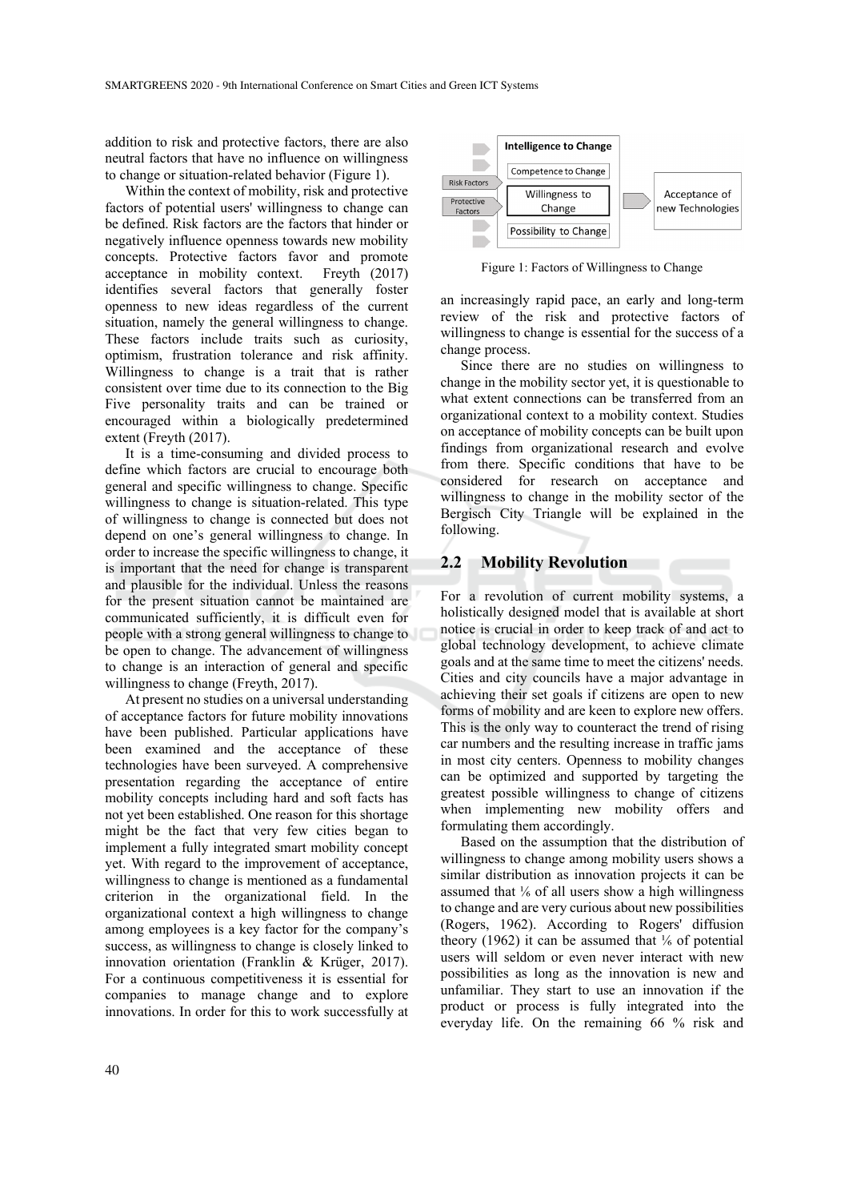addition to risk and protective factors, there are also neutral factors that have no influence on willingness to change or situation-related behavior (Figure 1).

Within the context of mobility, risk and protective factors of potential users' willingness to change can be defined. Risk factors are the factors that hinder or negatively influence openness towards new mobility concepts. Protective factors favor and promote acceptance in mobility context. Freyth (2017) identifies several factors that generally foster openness to new ideas regardless of the current situation, namely the general willingness to change. These factors include traits such as curiosity, optimism, frustration tolerance and risk affinity. Willingness to change is a trait that is rather consistent over time due to its connection to the Big Five personality traits and can be trained or encouraged within a biologically predetermined extent (Freyth (2017).

It is a time-consuming and divided process to define which factors are crucial to encourage both general and specific willingness to change. Specific willingness to change is situation-related. This type of willingness to change is connected but does not depend on one's general willingness to change. In order to increase the specific willingness to change, it is important that the need for change is transparent and plausible for the individual. Unless the reasons for the present situation cannot be maintained are communicated sufficiently, it is difficult even for people with a strong general willingness to change to be open to change. The advancement of willingness to change is an interaction of general and specific willingness to change (Freyth, 2017).

At present no studies on a universal understanding of acceptance factors for future mobility innovations have been published. Particular applications have been examined and the acceptance of these technologies have been surveyed. A comprehensive presentation regarding the acceptance of entire mobility concepts including hard and soft facts has not yet been established. One reason for this shortage might be the fact that very few cities began to implement a fully integrated smart mobility concept yet. With regard to the improvement of acceptance, willingness to change is mentioned as a fundamental criterion in the organizational field. In the organizational context a high willingness to change among employees is a key factor for the company's success, as willingness to change is closely linked to innovation orientation (Franklin & Krüger, 2017). For a continuous competitiveness it is essential for companies to manage change and to explore innovations. In order for this to work successfully at an increasingly rapid pace, an early and long-term review of the risk and protective factors of willingness to change is essential for the success of a change process.

Risk Factors | Protective Factors → Intelligence to Change: Competence to Change; Willingness to Change; Possibility to Change → Acceptance of new Technologies

Figure 1: Factors of Willingness to Change

Since there are no studies on willingness to change in the mobility sector yet, it is questionable to what extent connections can be transferred from an organizational context to a mobility context. Studies on acceptance of mobility concepts can be built upon findings from organizational research and evolve from there. Specific conditions that have to be considered for research on acceptance and willingness to change in the mobility sector of the Bergisch City Triangle will be explained in the following.

## 2.2 Mobility Revolution

For a revolution of current mobility systems, a holistically designed model that is available at short notice is crucial in order to keep track of and act to global technology development, to achieve climate goals and at the same time to meet the citizens' needs. Cities and city councils have a major advantage in achieving their set goals if citizens are open to new forms of mobility and are keen to explore new offers. This is the only way to counteract the trend of rising car numbers and the resulting increase in traffic jams in most city centers. Openness to mobility changes can be optimized and supported by targeting the greatest possible willingness to change of citizens when implementing new mobility offers and formulating them accordingly.

Based on the assumption that the distribution of willingness to change among mobility users shows a similar distribution as innovation projects it can be assumed that ⅙ of all users show a high willingness to change and are very curious about new possibilities (Rogers, 1962). According to Rogers' diffusion theory (1962) it can be assumed that ⅙ of potential users will seldom or even never interact with new possibilities as long as the innovation is new and unfamiliar. They start to use an innovation if the product or process is fully integrated into the everyday life. On the remaining 66 % risk and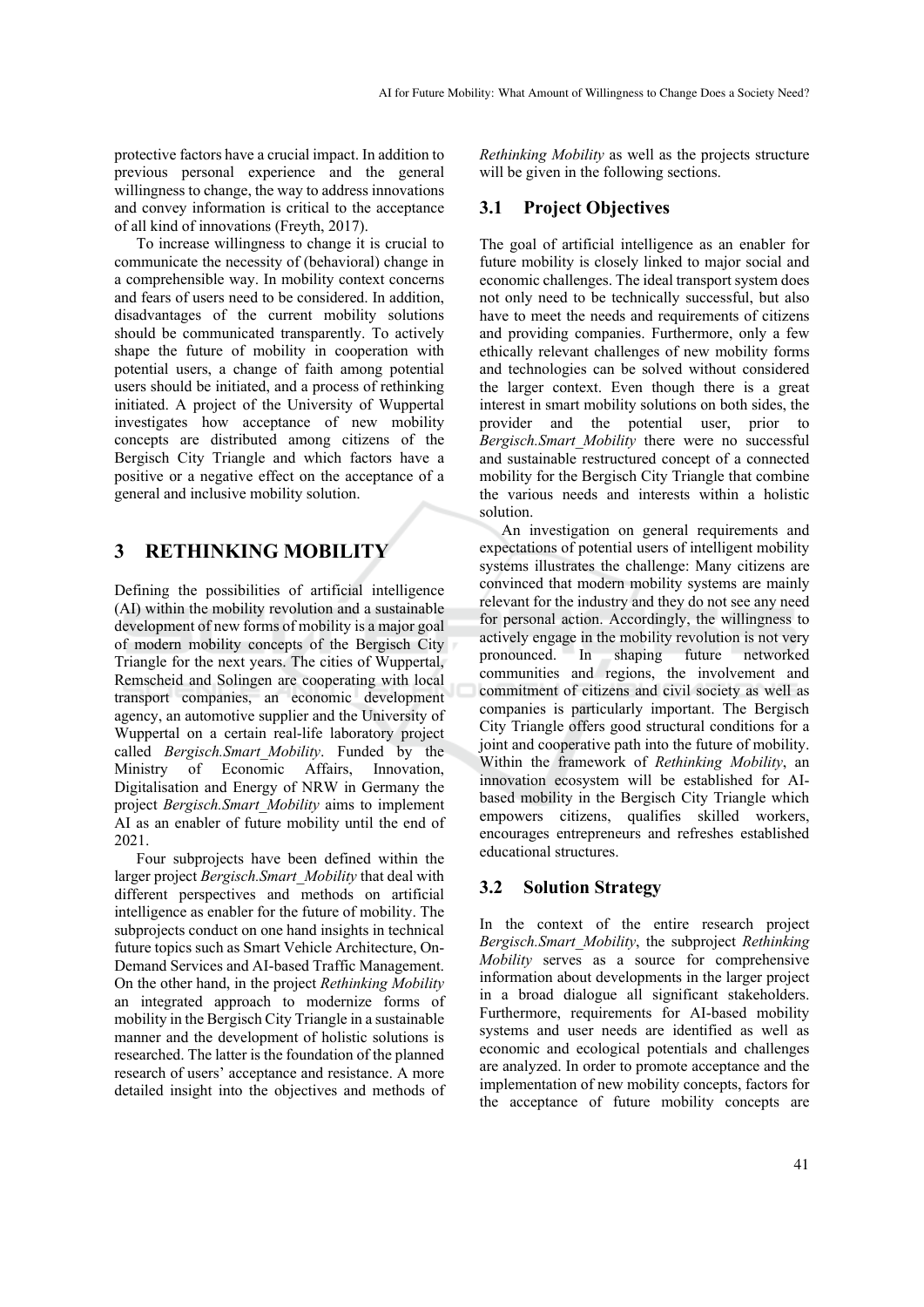protective factors have a crucial impact. In addition to previous personal experience and the general willingness to change, the way to address innovations and convey information is critical to the acceptance of all kind of innovations (Freyth, 2017).

To increase willingness to change it is crucial to communicate the necessity of (behavioral) change in a comprehensible way. In mobility context concerns and fears of users need to be considered. In addition, disadvantages of the current mobility solutions should be communicated transparently. To actively shape the future of mobility in cooperation with potential users, a change of faith among potential users should be initiated, and a process of rethinking initiated. A project of the University of Wuppertal investigates how acceptance of new mobility concepts are distributed among citizens of the Bergisch City Triangle and which factors have a positive or a negative effect on the acceptance of a general and inclusive mobility solution.

# 3 RETHINKING MOBILITY

Defining the possibilities of artificial intelligence (AI) within the mobility revolution and a sustainable development of new forms of mobility is a major goal of modern mobility concepts of the Bergisch City Triangle for the next years. The cities of Wuppertal, Remscheid and Solingen are cooperating with local transport companies, an economic development agency, an automotive supplier and the University of Wuppertal on a certain real-life laboratory project called *Bergisch.Smart_Mobility*. Funded by the Ministry of Economic Affairs, Innovation, Digitalisation and Energy of NRW in Germany the project *Bergisch.Smart_Mobility* aims to implement AI as an enabler of future mobility until the end of 2021.

Four subprojects have been defined within the larger project *Bergisch.Smart_Mobility* that deal with different perspectives and methods on artificial intelligence as enabler for the future of mobility. The subprojects conduct on one hand insights in technical future topics such as Smart Vehicle Architecture, On-Demand Services and AI-based Traffic Management. On the other hand, in the project *Rethinking Mobility* an integrated approach to modernize forms of mobility in the Bergisch City Triangle in a sustainable manner and the development of holistic solutions is researched. The latter is the foundation of the planned research of users' acceptance and resistance. A more detailed insight into the objectives and methods of *Rethinking Mobility* as well as the projects structure will be given in the following sections.

## 3.1 Project Objectives

The goal of artificial intelligence as an enabler for future mobility is closely linked to major social and economic challenges. The ideal transport system does not only need to be technically successful, but also have to meet the needs and requirements of citizens and providing companies. Furthermore, only a few ethically relevant challenges of new mobility forms and technologies can be solved without considered the larger context. Even though there is a great interest in smart mobility solutions on both sides, the provider and the potential user, prior to *Bergisch.Smart_Mobility* there were no successful and sustainable restructured concept of a connected mobility for the Bergisch City Triangle that combine the various needs and interests within a holistic solution.

An investigation on general requirements and expectations of potential users of intelligent mobility systems illustrates the challenge: Many citizens are convinced that modern mobility systems are mainly relevant for the industry and they do not see any need for personal action. Accordingly, the willingness to actively engage in the mobility revolution is not very pronounced. In shaping future networked communities and regions, the involvement and commitment of citizens and civil society as well as companies is particularly important. The Bergisch City Triangle offers good structural conditions for a joint and cooperative path into the future of mobility. Within the framework of *Rethinking Mobility*, an innovation ecosystem will be established for AI-based mobility in the Bergisch City Triangle which empowers citizens, qualifies skilled workers, encourages entrepreneurs and refreshes established educational structures.

## 3.2 Solution Strategy

In the context of the entire research project *Bergisch.Smart_Mobility*, the subproject *Rethinking Mobility* serves as a source for comprehensive information about developments in the larger project in a broad dialogue all significant stakeholders. Furthermore, requirements for AI-based mobility systems and user needs are identified as well as economic and ecological potentials and challenges are analyzed. In order to promote acceptance and the implementation of new mobility concepts, factors for the acceptance of future mobility concepts are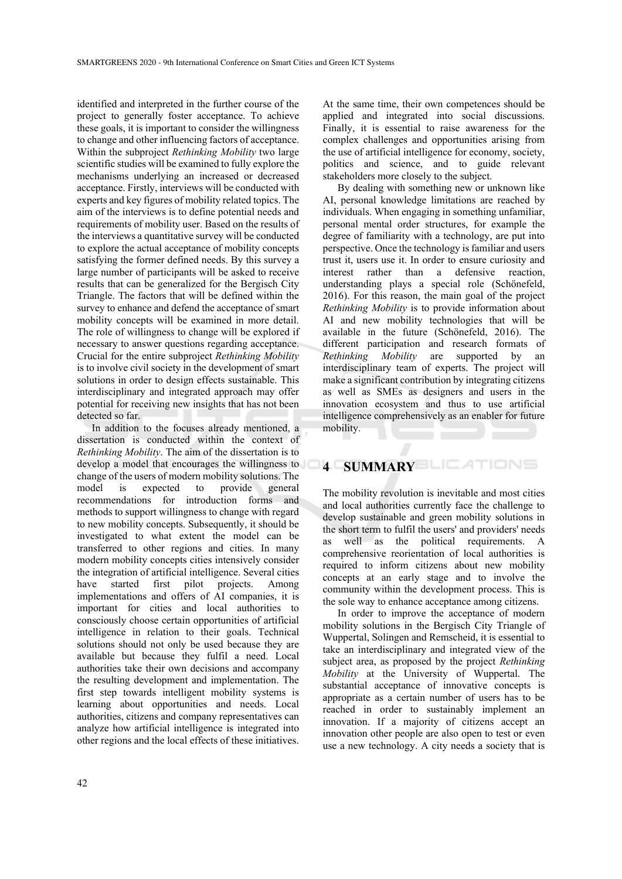identified and interpreted in the further course of the project to generally foster acceptance. To achieve these goals, it is important to consider the willingness to change and other influencing factors of acceptance. Within the subproject *Rethinking Mobility* two large scientific studies will be examined to fully explore the mechanisms underlying an increased or decreased acceptance. Firstly, interviews will be conducted with experts and key figures of mobility related topics. The aim of the interviews is to define potential needs and requirements of mobility user. Based on the results of the interviews a quantitative survey will be conducted to explore the actual acceptance of mobility concepts satisfying the former defined needs. By this survey a large number of participants will be asked to receive results that can be generalized for the Bergisch City Triangle. The factors that will be defined within the survey to enhance and defend the acceptance of smart mobility concepts will be examined in more detail. The role of willingness to change will be explored if necessary to answer questions regarding acceptance. Crucial for the entire subproject *Rethinking Mobility* is to involve civil society in the development of smart solutions in order to design effects sustainable. This interdisciplinary and integrated approach may offer potential for receiving new insights that has not been detected so far.

In addition to the focuses already mentioned, a dissertation is conducted within the context of *Rethinking Mobility*. The aim of the dissertation is to develop a model that encourages the willingness to change of the users of modern mobility solutions. The model is expected to provide general recommendations for introduction forms and methods to support willingness to change with regard to new mobility concepts. Subsequently, it should be investigated to what extent the model can be transferred to other regions and cities. In many modern mobility concepts cities intensively consider the integration of artificial intelligence. Several cities have started first pilot projects. Among implementations and offers of AI companies, it is important for cities and local authorities to consciously choose certain opportunities of artificial intelligence in relation to their goals. Technical solutions should not only be used because they are available but because they fulfil a need. Local authorities take their own decisions and accompany the resulting development and implementation. The first step towards intelligent mobility systems is learning about opportunities and needs. Local authorities, citizens and company representatives can analyze how artificial intelligence is integrated into other regions and the local effects of these initiatives. At the same time, their own competences should be applied and integrated into social discussions. Finally, it is essential to raise awareness for the complex challenges and opportunities arising from the use of artificial intelligence for economy, society, politics and science, and to guide relevant stakeholders more closely to the subject.

By dealing with something new or unknown like AI, personal knowledge limitations are reached by individuals. When engaging in something unfamiliar, personal mental order structures, for example the degree of familiarity with a technology, are put into perspective. Once the technology is familiar and users trust it, users use it. In order to ensure curiosity and interest rather than a defensive reaction, understanding plays a special role (Schönefeld, 2016). For this reason, the main goal of the project *Rethinking Mobility* is to provide information about AI and new mobility technologies that will be available in the future (Schönefeld, 2016). The different participation and research formats of *Rethinking Mobility* are supported by an interdisciplinary team of experts. The project will make a significant contribution by integrating citizens as well as SMEs as designers and users in the innovation ecosystem and thus to use artificial intelligence comprehensively as an enabler for future mobility.

# 4 SUMMARY

The mobility revolution is inevitable and most cities and local authorities currently face the challenge to develop sustainable and green mobility solutions in the short term to fulfil the users' and providers' needs as well as the political requirements. A comprehensive reorientation of local authorities is required to inform citizens about new mobility concepts at an early stage and to involve the community within the development process. This is the sole way to enhance acceptance among citizens.

In order to improve the acceptance of modern mobility solutions in the Bergisch City Triangle of Wuppertal, Solingen and Remscheid, it is essential to take an interdisciplinary and integrated view of the subject area, as proposed by the project *Rethinking Mobility* at the University of Wuppertal. The substantial acceptance of innovative concepts is appropriate as a certain number of users has to be reached in order to sustainably implement an innovation. If a majority of citizens accept an innovation other people are also open to test or even use a new technology. A city needs a society that is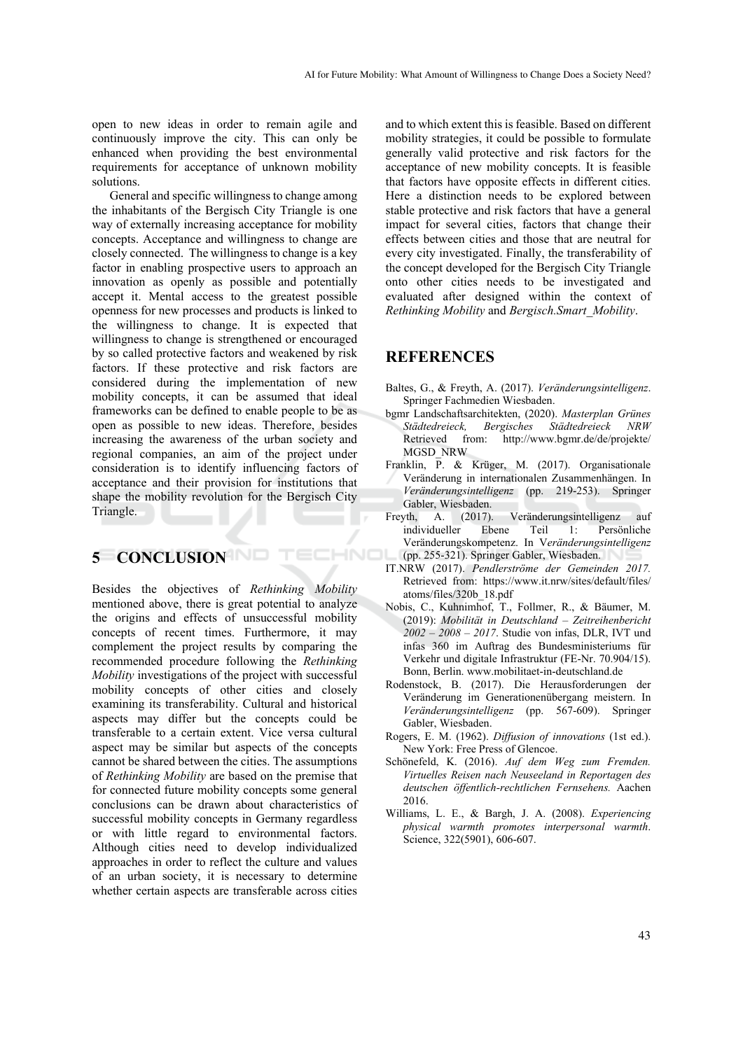open to new ideas in order to remain agile and continuously improve the city. This can only be enhanced when providing the best environmental requirements for acceptance of unknown mobility solutions.

General and specific willingness to change among the inhabitants of the Bergisch City Triangle is one way of externally increasing acceptance for mobility concepts. Acceptance and willingness to change are closely connected. The willingness to change is a key factor in enabling prospective users to approach an innovation as openly as possible and potentially accept it. Mental access to the greatest possible openness for new processes and products is linked to the willingness to change. It is expected that willingness to change is strengthened or encouraged by so called protective factors and weakened by risk factors. If these protective and risk factors are considered during the implementation of new mobility concepts, it can be assumed that ideal frameworks can be defined to enable people to be as open as possible to new ideas. Therefore, besides increasing the awareness of the urban society and regional companies, an aim of the project under consideration is to identify influencing factors of acceptance and their provision for institutions that shape the mobility revolution for the Bergisch City Triangle.

## 5 CONCLUSION

Besides the objectives of *Rethinking Mobility* mentioned above, there is great potential to analyze the origins and effects of unsuccessful mobility concepts of recent times. Furthermore, it may complement the project results by comparing the recommended procedure following the *Rethinking Mobility* investigations of the project with successful mobility concepts of other cities and closely examining its transferability. Cultural and historical aspects may differ but the concepts could be transferable to a certain extent. Vice versa cultural aspect may be similar but aspects of the concepts cannot be shared between the cities. The assumptions of *Rethinking Mobility* are based on the premise that for connected future mobility concepts some general conclusions can be drawn about characteristics of successful mobility concepts in Germany regardless or with little regard to environmental factors. Although cities need to develop individualized approaches in order to reflect the culture and values of an urban society, it is necessary to determine whether certain aspects are transferable across cities and to which extent this is feasible. Based on different mobility strategies, it could be possible to formulate generally valid protective and risk factors for the acceptance of new mobility concepts. It is feasible that factors have opposite effects in different cities. Here a distinction needs to be explored between stable protective and risk factors that have a general impact for several cities, factors that change their effects between cities and those that are neutral for every city investigated. Finally, the transferability of the concept developed for the Bergisch City Triangle onto other cities needs to be investigated and evaluated after designed within the context of *Rethinking Mobility* and *Bergisch.Smart_Mobility*.

## REFERENCES

Baltes, G., & Freyth, A. (2017). *Veränderungsintelligenz*. Springer Fachmedien Wiesbaden.

bgmr Landschaftsarchitekten, (2020). *Masterplan Grünes Städtedreieck, Bergisches Städtedreieck NRW* Retrieved from: http://www.bgmr.de/de/projekte/MGSD_NRW

Franklin, P. & Krüger, M. (2017). Organisationale Veränderung in internationalen Zusammenhängen. In *Veränderungsintelligenz* (pp. 219-253). Springer Gabler, Wiesbaden.

Freyth, A. (2017). Veränderungsintelligenz auf individueller Ebene Teil 1: Persönliche Veränderungskompetenz. In V*eränderungsintelligenz* (pp. 255-321). Springer Gabler, Wiesbaden.

IT.NRW (2017). *Pendlerströme der Gemeinden 2017.* Retrieved from: https://www.it.nrw/sites/default/files/atoms/files/320b_18.pdf

Nobis, C., Kuhnimhof, T., Follmer, R., & Bäumer, M. (2019): *Mobilität in Deutschland – Zeitreihenbericht 2002 – 2008 – 2017*. Studie von infas, DLR, IVT und infas 360 im Auftrag des Bundesministeriums für Verkehr und digitale Infrastruktur (FE-Nr. 70.904/15). Bonn, Berlin. www.mobilitaet-in-deutschland.de

Rodenstock, B. (2017). Die Herausforderungen der Veränderung im Generationenübergang meistern. In *Veränderungsintelligenz* (pp. 567-609). Springer Gabler, Wiesbaden.

Rogers, E. M. (1962). *Diffusion of innovations* (1st ed.). New York: Free Press of Glencoe.

Schönefeld, K. (2016). *Auf dem Weg zum Fremden. Virtuelles Reisen nach Neuseeland in Reportagen des deutschen öffentlich-rechtlichen Fernsehens.* Aachen 2016.

Williams, L. E., & Bargh, J. A. (2008). *Experiencing physical warmth promotes interpersonal warmth*. Science, 322(5901), 606-607.